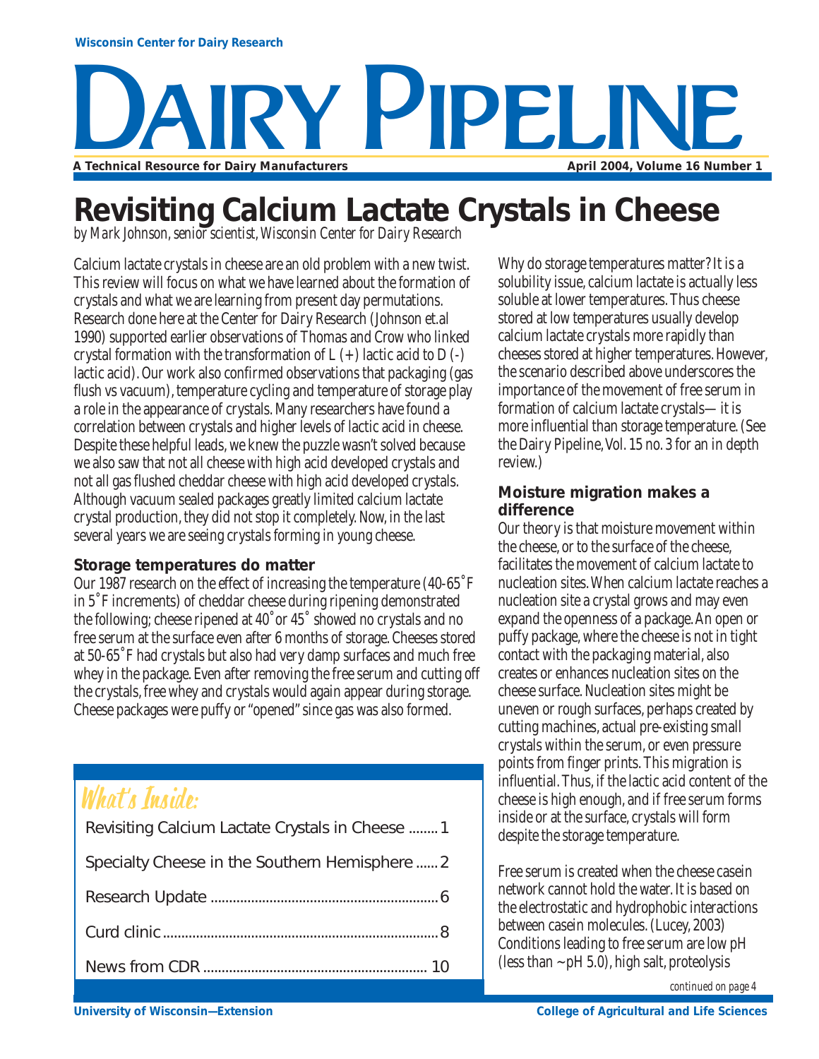Wisconsin Center for Dairy Research

# DAIRY PIPELINE

**A Technical Resource for Dairy Manufacturers** — **April 2004, Volume 16 Number 1**

# Revisiting Calcium Lactate Crystals in Cheese

*by Mark Johnson, senior scientist, Wisconsin Center for Dairy Research*

Calcium lactate crystals in cheese are an old problem with a new twist. This review will focus on what we have learned about the formation of crystals and what we are learning from present day permutations. Research done here at the Center for Dairy Research (Johnson et.al 1990) supported earlier observations of Thomas and Crow who linked crystal formation with the transformation of L (+) lactic acid to D (-) lactic acid). Our work also confirmed observations that packaging (gas flush vs vacuum), temperature cycling and temperature of storage play a role in the appearance of crystals. Many researchers have found a correlation between crystals and higher levels of lactic acid in cheese. Despite these helpful leads, we knew the puzzle wasn't solved because we also saw that not all cheese with high acid developed crystals and not all gas flushed cheddar cheese with high acid developed crystals. Although vacuum sealed packages greatly limited calcium lactate crystal production, they did not stop it completely. Now, in the last several years we are seeing crystals forming in young cheese.

### Storage temperatures do matter

Our 1987 research on the effect of increasing the temperature (40-65˚F in 5˚F increments) of cheddar cheese during ripening demonstrated the following; cheese ripened at 40˚or 45˚ showed no crystals and no free serum at the surface even after 6 months of storage. Cheeses stored at 50-65˚F had crystals but also had very damp surfaces and much free whey in the package. Even after removing the free serum and cutting off the crystals, free whey and crystals would again appear during storage. Cheese packages were puffy or "opened" since gas was also formed.

## What's Inside:

- Revisiting Calcium Lactate Crystals in Cheese ........ 1
- Specialty Cheese in the Southern Hemisphere ...... 2
- Research Update ........ 6
- Curd clinic ........ 8
- News from CDR ........ 10

Why do storage temperatures matter? It is a solubility issue, calcium lactate is actually less soluble at lower temperatures. Thus cheese stored at low temperatures usually develop calcium lactate crystals more rapidly than cheeses stored at higher temperatures. However, the scenario described above underscores the importance of the movement of free serum in formation of calcium lactate crystals— it is more influential than storage temperature. (See the Dairy Pipeline, Vol. 15 no. 3 for an in depth review.)

### Moisture migration makes a difference

Our theory is that moisture movement within the cheese, or to the surface of the cheese, facilitates the movement of calcium lactate to nucleation sites. When calcium lactate reaches a nucleation site a crystal grows and may even expand the openness of a package. An open or puffy package, where the cheese is not in tight contact with the packaging material, also creates or enhances nucleation sites on the cheese surface. Nucleation sites might be uneven or rough surfaces, perhaps created by cutting machines, actual pre-existing small crystals within the serum, or even pressure points from finger prints. This migration is influential. Thus, if the lactic acid content of the cheese is high enough, and if free serum forms inside or at the surface, crystals will form despite the storage temperature.

Free serum is created when the cheese casein network cannot hold the water. It is based on the electrostatic and hydrophobic interactions between casein molecules. (Lucey, 2003) Conditions leading to free serum are low pH (less than ~ pH 5.0), high salt, proteolysis

*continued on page 4*

University of Wisconsin—Extension — College of Agricultural and Life Sciences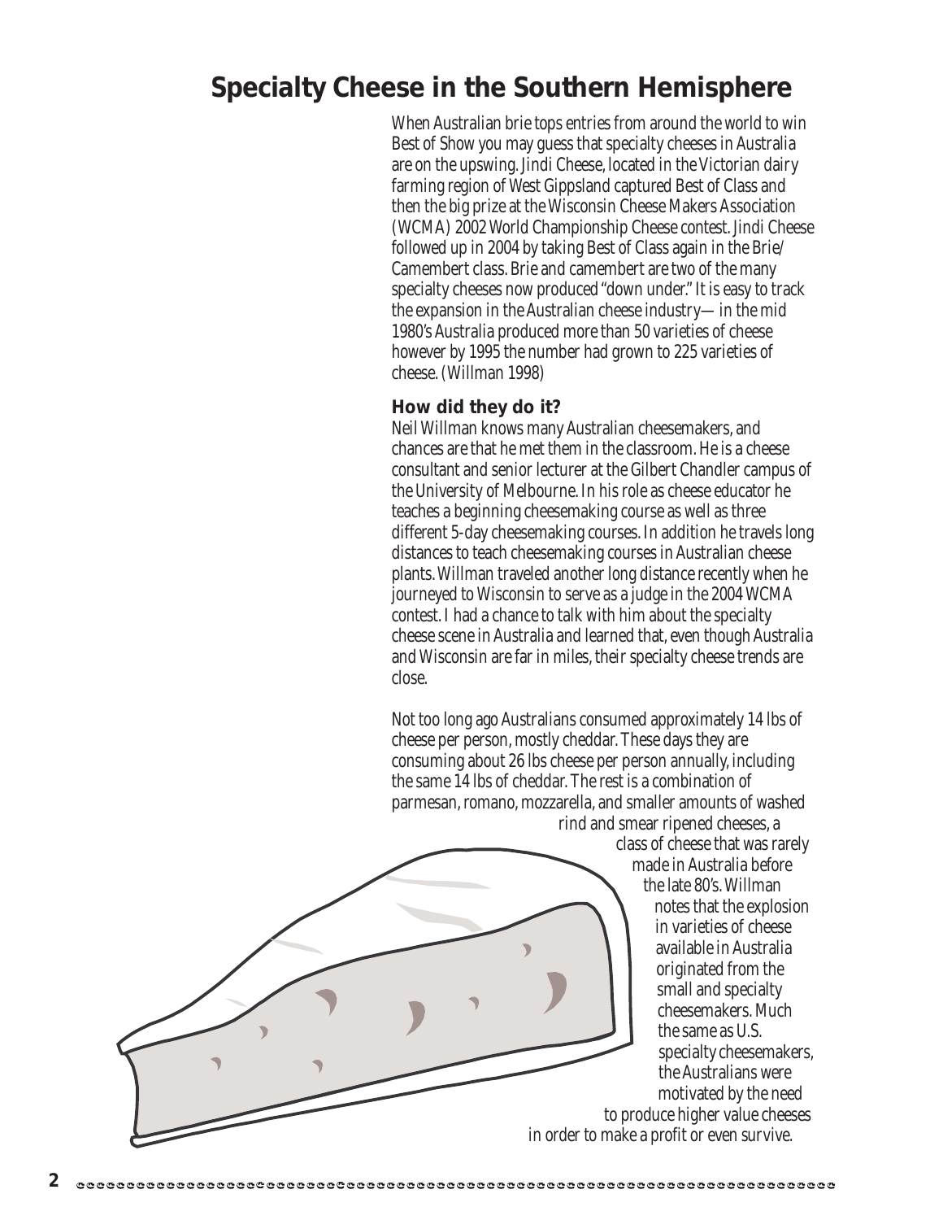# Specialty Cheese in the Southern Hemisphere

When Australian brie tops entries from around the world to win Best of Show you may guess that specialty cheeses in Australia are on the upswing. Jindi Cheese, located in the Victorian dairy farming region of West Gippsland captured Best of Class and then the big prize at the Wisconsin Cheese Makers Association (WCMA) 2002 World Championship Cheese contest. Jindi Cheese followed up in 2004 by taking Best of Class again in the Brie/ Camembert class. Brie and camembert are two of the many specialty cheeses now produced "down under." It is easy to track the expansion in the Australian cheese industry— in the mid 1980's Australia produced more than 50 varieties of cheese however by 1995 the number had grown to 225 varieties of cheese. (Willman 1998)

### How did they do it?

Neil Willman knows many Australian cheesemakers, and chances are that he met them in the classroom. He is a cheese consultant and senior lecturer at the Gilbert Chandler campus of the University of Melbourne. In his role as cheese educator he teaches a beginning cheesemaking course as well as three different 5-day cheesemaking courses. In addition he travels long distances to teach cheesemaking courses in Australian cheese plants. Willman traveled another long distance recently when he journeyed to Wisconsin to serve as a judge in the 2004 WCMA contest. I had a chance to talk with him about the specialty cheese scene in Australia and learned that, even though Australia and Wisconsin are far in miles, their specialty cheese trends are close.

Not too long ago Australians consumed approximately 14 lbs of cheese per person, mostly cheddar. These days they are consuming about 26 lbs cheese per person annually, including the same 14 lbs of cheddar. The rest is a combination of parmesan, romano, mozzarella, and smaller amounts of washed rind and smear ripened cheeses, a class of cheese that was rarely made in Australia before the late 80's. Willman notes that the explosion in varieties of cheese available in Australia originated from the small and specialty cheesemakers. Much the same as U.S. specialty cheesemakers, the Australians were motivated by the need to produce higher value cheeses in order to make a profit or even survive.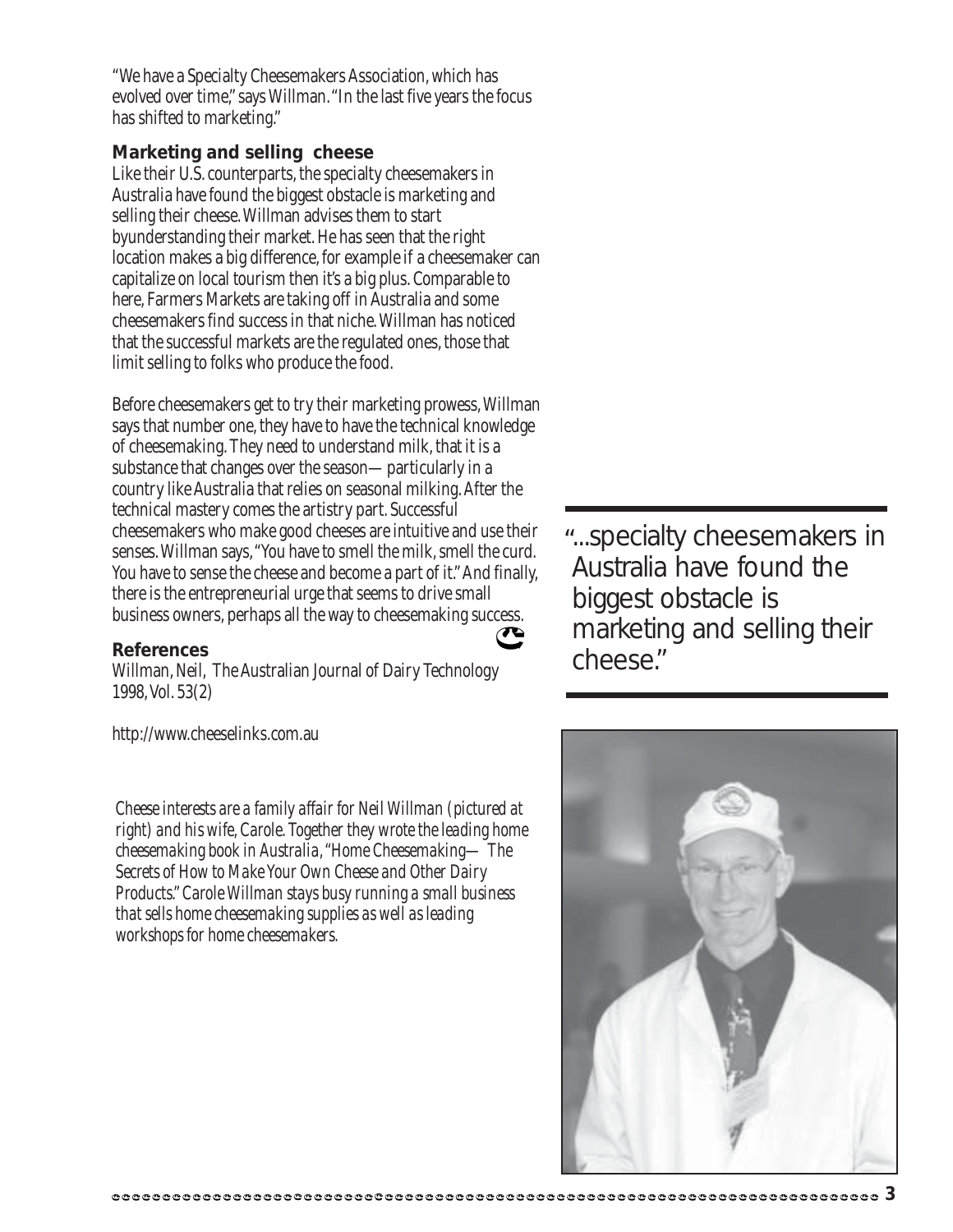"We have a Specialty Cheesemakers Association, which has evolved over time," says Willman. "In the last five years the focus has shifted to marketing."

### Marketing and selling cheese

Like their U.S. counterparts, the specialty cheesemakers in Australia have found the biggest obstacle is marketing and selling their cheese. Willman advises them to start byunderstanding their market. He has seen that the right location makes a big difference, for example if a cheesemaker can capitalize on local tourism then it's a big plus. Comparable to here, Farmers Markets are taking off in Australia and some cheesemakers find success in that niche. Willman has noticed that the successful markets are the regulated ones, those that limit selling to folks who produce the food.

Before cheesemakers get to try their marketing prowess, Willman says that number one, they have to have the technical knowledge of cheesemaking. They need to understand milk, that it is a substance that changes over the season—particularly in a country like Australia that relies on seasonal milking. After the technical mastery comes the artistry part. Successful cheesemakers who make good cheeses are intuitive and use their senses. Willman says, "You have to smell the milk, smell the curd. You have to sense the cheese and become a part of it." And finally, there is the entrepreneurial urge that seems to drive small business owners, perhaps all the way to cheesemaking success.

### References

Willman, Neil, The Australian Journal of Dairy Technology 1998, Vol. 53(2)

http://www.cheeselinks.com.au

*Cheese interests are a family affair for Neil Willman (pictured at right) and his wife, Carole. Together they wrote the leading home cheesemaking book in Australia, "Home Cheesemaking—The Secrets of How to Make Your Own Cheese and Other Dairy Products." Carole Willman stays busy running a small business that sells home cheesemaking supplies as well as leading workshops for home cheesemakers.*

"...specialty cheesemakers in Australia have found the biggest obstacle is marketing and selling their cheese."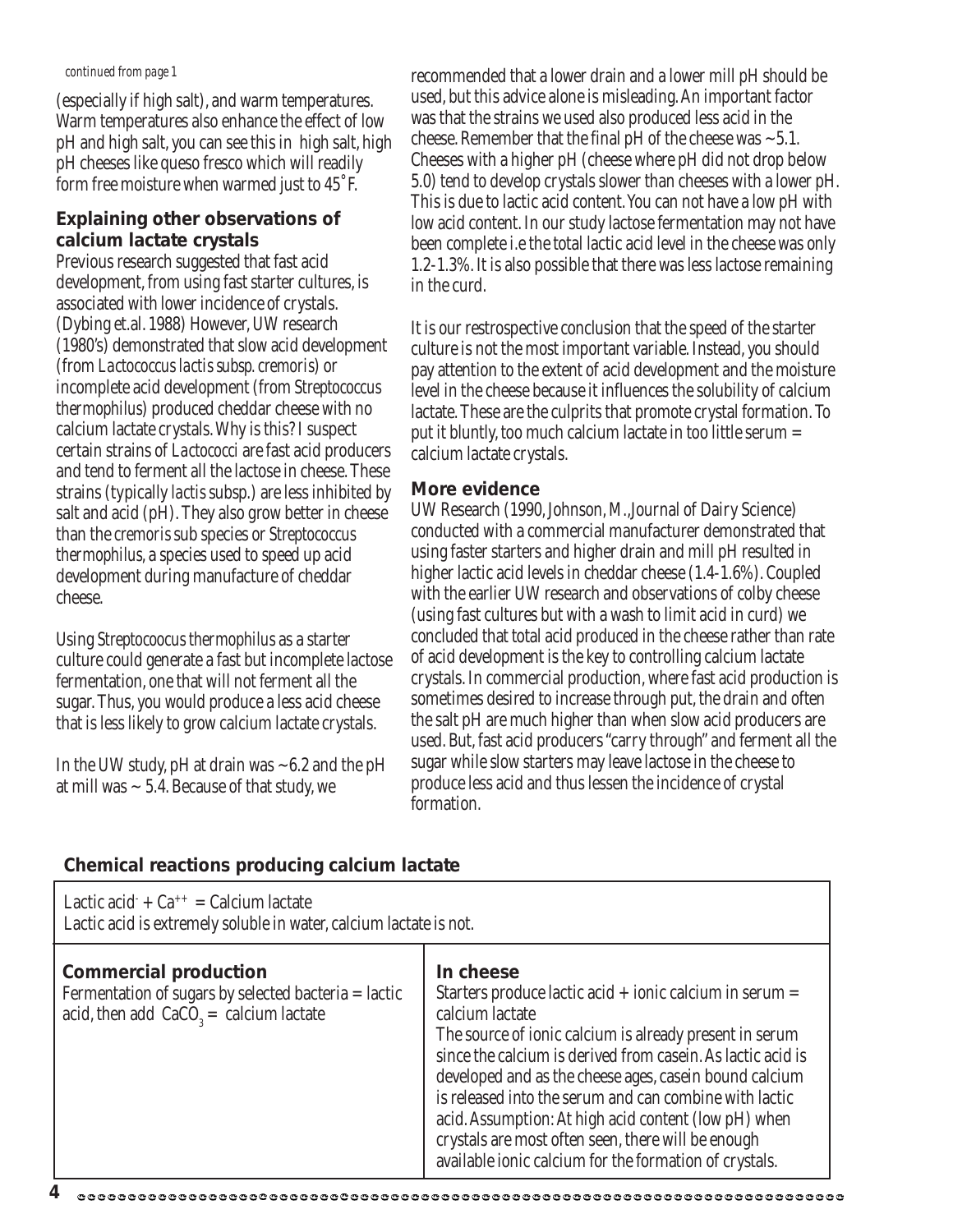*continued from page 1*

(especially if high salt), and warm temperatures. Warm temperatures also enhance the effect of low pH and high salt, you can see this in high salt, high pH cheeses like queso fresco which will readily form free moisture when warmed just to 45˚F.

### Explaining other observations of calcium lactate crystals

Previous research suggested that fast acid development, from using fast starter cultures, is associated with lower incidence of crystals. (Dybing et.al. 1988) However, UW research (1980's) demonstrated that slow acid development (from *Lactococcus lactis subsp. cremoris*) or incomplete acid development (from *Streptococcus thermophilus*) produced cheddar cheese with no calcium lactate crystals. Why is this? I suspect certain strains of *Lactococci* are fast acid producers and tend to ferment all the lactose in cheese. These strains (typically *lactis* subsp.) are less inhibited by salt and acid (pH). They also grow better in cheese than the *cremoris* sub species or *Streptococcus thermophilus*, a species used to speed up acid development during manufacture of cheddar cheese.

Using *Streptocoocus thermophilus* as a starter culture could generate a fast but incomplete lactose fermentation, one that will not ferment all the sugar. Thus, you would produce a less acid cheese that is less likely to grow calcium lactate crystals.

In the UW study, pH at drain was ~6.2 and the pH at mill was ~ 5.4. Because of that study, we recommended that a lower drain and a lower mill pH should be used, but this advice alone is misleading. An important factor was that the strains we used also produced less acid in the cheese. Remember that the final pH of the cheese was ~5.1. Cheeses with a higher pH (cheese where pH did not drop below 5.0) tend to develop crystals slower than cheeses with a lower pH. This is due to lactic acid content. You can not have a low pH with low acid content. In our study lactose fermentation may not have been complete i.e the total lactic acid level in the cheese was only 1.2-1.3%. It is also possible that there was less lactose remaining in the curd.

It is our restrospective conclusion that the speed of the starter culture is not the most important variable. Instead, you should pay attention to the extent of acid development and the moisture level in the cheese because it influences the solubility of calcium lactate. These are the culprits that promote crystal formation. To put it bluntly, too much calcium lactate in too little serum = calcium lactate crystals.

### More evidence

UW Research (1990, Johnson, M., Journal of Dairy Science) conducted with a commercial manufacturer demonstrated that using faster starters and higher drain and mill pH resulted in higher lactic acid levels in cheddar cheese (1.4-1.6%). Coupled with the earlier UW research and observations of colby cheese (using fast cultures but with a wash to limit acid in curd) we concluded that total acid produced in the cheese rather than rate of acid development is the key to controlling calcium lactate crystals. In commercial production, where fast acid production is sometimes desired to increase through put, the drain and often the salt pH are much higher than when slow acid producers are used. But, fast acid producers "carry through" and ferment all the sugar while slow starters may leave lactose in the cheese to produce less acid and thus lessen the incidence of crystal formation.

### Chemical reactions producing calcium lactate

Lactic acid$^{-}$ + $Ca^{++}$ = Calcium lactate
Lactic acid is extremely soluble in water, calcium lactate is not.

| **Commercial production** | **In cheese** |
|---|---|
| Fermentation of sugars by selected bacteria = lactic acid, then add $CaCO_3$ = calcium lactate | Starters produce lactic acid + ionic calcium in serum = calcium lactate<br>The source of ionic calcium is already present in serum since the calcium is derived from casein. As lactic acid is developed and as the cheese ages, casein bound calcium is released into the serum and can combine with lactic acid. Assumption: At high acid content (low pH) when crystals are most often seen, there will be enough available ionic calcium for the formation of crystals. |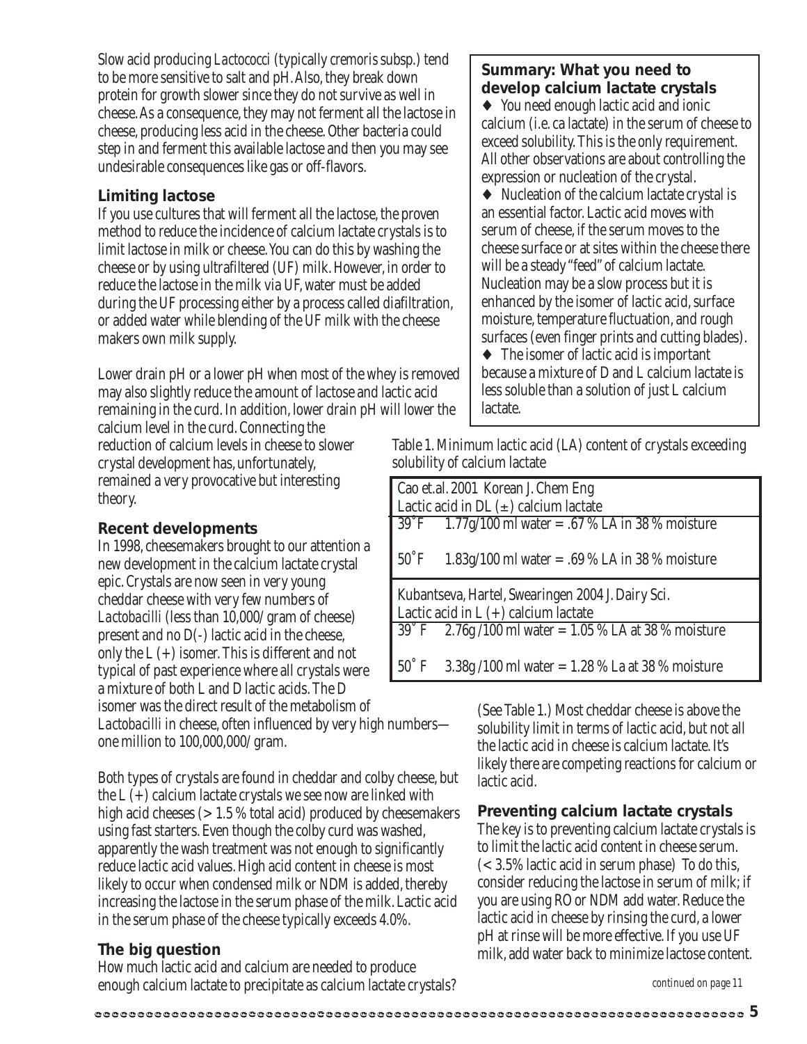Slow acid producing *Lactococci* (typically *cremoris* subsp.) tend to be more sensitive to salt and pH. Also, they break down protein for growth slower since they do not survive as well in cheese. As a consequence, they may not ferment all the lactose in cheese, producing less acid in the cheese. Other bacteria could step in and ferment this available lactose and then you may see undesirable consequences like gas or off-flavors.

### Limiting lactose

If you use cultures that will ferment all the lactose, the proven method to reduce the incidence of calcium lactate crystals is to limit lactose in milk or cheese. You can do this by washing the cheese or by using ultrafiltered (UF) milk. However, in order to reduce the lactose in the milk via UF, water must be added during the UF processing either by a process called diafiltration, or added water while blending of the UF milk with the cheese makers own milk supply.

Lower drain pH or a lower pH when most of the whey is removed may also slightly reduce the amount of lactose and lactic acid remaining in the curd. In addition, lower drain pH will lower the calcium level in the curd. Connecting the reduction of calcium levels in cheese to slower crystal development has, unfortunately, remained a very provocative but interesting theory.

### Recent developments

In 1998, cheesemakers brought to our attention a new development in the calcium lactate crystal epic. Crystals are now seen in very young cheddar cheese with very few numbers of *Lactobacilli* (less than 10,000/gram of cheese) present and no D(-) lactic acid in the cheese, only the L (+) isomer. This is different and not typical of past experience where all crystals were a mixture of both L and D lactic acids. The D isomer was the direct result of the metabolism of *Lactobacilli* in cheese, often influenced by very high numbers—one million to 100,000,000/gram.

Both types of crystals are found in cheddar and colby cheese, but the L (+) calcium lactate crystals we see now are linked with high acid cheeses (> 1.5 % total acid) produced by cheesemakers using fast starters. Even though the colby curd was washed, apparently the wash treatment was not enough to significantly reduce lactic acid values. High acid content in cheese is most likely to occur when condensed milk or NDM is added, thereby increasing the lactose in the serum phase of the milk. Lactic acid in the serum phase of the cheese typically exceeds 4.0%.

### The big question

How much lactic acid and calcium are needed to produce enough calcium lactate to precipitate as calcium lactate crystals? (See Table 1.) Most cheddar cheese is above the solubility limit in terms of lactic acid, but not all the lactic acid in cheese is calcium lactate. It's likely there are competing reactions for calcium or lactic acid.

### Summary: What you need to develop calcium lactate crystals

- You need enough lactic acid and ionic calcium (i.e. ca lactate) in the serum of cheese to exceed solubility. This is the only requirement. All other observations are about controlling the expression or nucleation of the crystal.
- Nucleation of the calcium lactate crystal is an essential factor. Lactic acid moves with serum of cheese, if the serum moves to the cheese surface or at sites within the cheese there will be a steady "feed" of calcium lactate. Nucleation may be a slow process but it is enhanced by the isomer of lactic acid, surface moisture, temperature fluctuation, and rough surfaces (even finger prints and cutting blades).
- The isomer of lactic acid is important because a mixture of D and L calcium lactate is less soluble than a solution of just L calcium lactate.

Table 1. Minimum lactic acid (LA) content of crystals exceeding solubility of calcium lactate

| Cao et.al. 2001 Korean J. Chem Eng | |
|---|---|
| Lactic acid in DL (±) calcium lactate | |
| 39˚F | 1.77g/100 ml water = .67 % LA in 38 % moisture |
| 50˚F | 1.83g/100 ml water = .69 % LA in 38 % moisture |
| **Kubantseva, Hartel, Swearingen 2004 J. Dairy Sci.** | |
| **Lactic acid in L (+) calcium lactate** | |
| 39˚ F | 2.76g /100 ml water = 1.05 % LA at 38 % moisture |
| 50˚ F | 3.38g /100 ml water = 1.28 % La at 38 % moisture |

### Preventing calcium lactate crystals

The key is to preventing calcium lactate crystals is to limit the lactic acid content in cheese serum. (< 3.5% lactic acid in serum phase) To do this, consider reducing the lactose in serum of milk; if you are using RO or NDM add water. Reduce the lactic acid in cheese by rinsing the curd, a lower pH at rinse will be more effective. If you use UF milk, add water back to minimize lactose content.

*continued on page 11*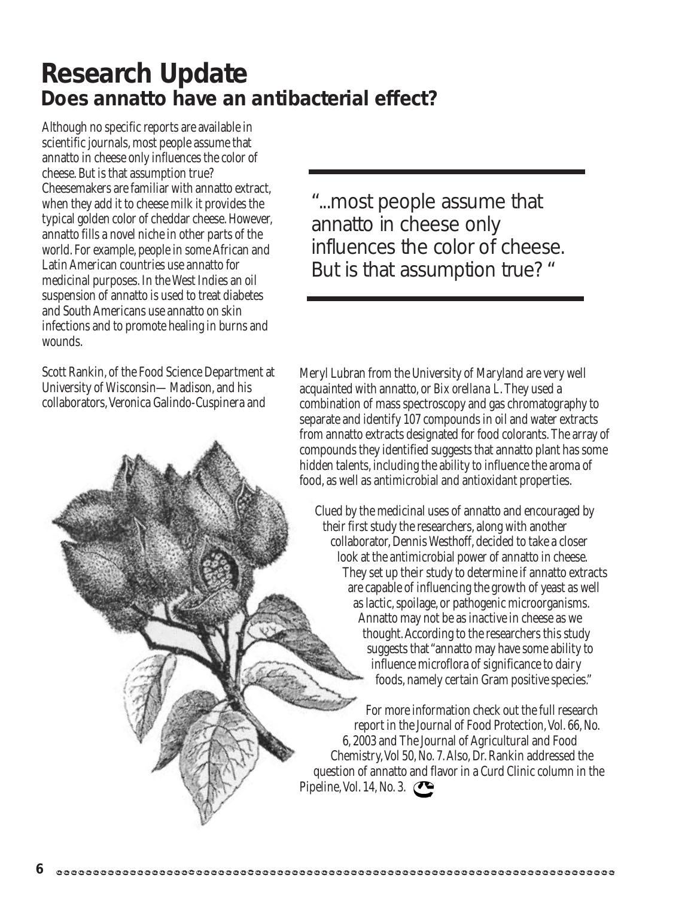# Research Update

## Does annatto have an antibacterial effect?

Although no specific reports are available in scientific journals, most people assume that annatto in cheese only influences the color of cheese. But is that assumption true? Cheesemakers are familiar with annatto extract, when they add it to cheese milk it provides the typical golden color of cheddar cheese. However, annatto fills a novel niche in other parts of the world. For example, people in some African and Latin American countries use annatto for medicinal purposes. In the West Indies an oil suspension of annatto is used to treat diabetes and South Americans use annatto on skin infections and to promote healing in burns and wounds.

"...most people assume that annatto in cheese only influences the color of cheese. But is that assumption true? "

Scott Rankin, of the Food Science Department at University of Wisconsin—Madison, and his collaborators, Veronica Galindo-Cuspinera and Meryl Lubran from the University of Maryland are very well acquainted with annatto, or *Bix orellana* L. They used a combination of mass spectroscopy and gas chromatography to separate and identify 107 compounds in oil and water extracts from annatto extracts designated for food colorants. The array of compounds they identified suggests that annatto plant has some hidden talents, including the ability to influence the aroma of food, as well as antimicrobial and antioxidant properties.

Clued by the medicinal uses of annatto and encouraged by their first study the researchers, along with another collaborator, Dennis Westhoff, decided to take a closer look at the antimicrobial power of annatto in cheese. They set up their study to determine if annatto extracts are capable of influencing the growth of yeast as well as lactic, spoilage, or pathogenic microorganisms. Annatto may not be as inactive in cheese as we thought. According to the researchers this study suggests that "annatto may have some ability to influence microflora of significance to dairy foods, namely certain Gram positive species."

For more information check out the full research report in the Journal of Food Protection, Vol. 66, No. 6, 2003 and The Journal of Agricultural and Food Chemistry, Vol 50, No. 7. Also, Dr. Rankin addressed the question of annatto and flavor in a Curd Clinic column in the Pipeline, Vol. 14, No. 3.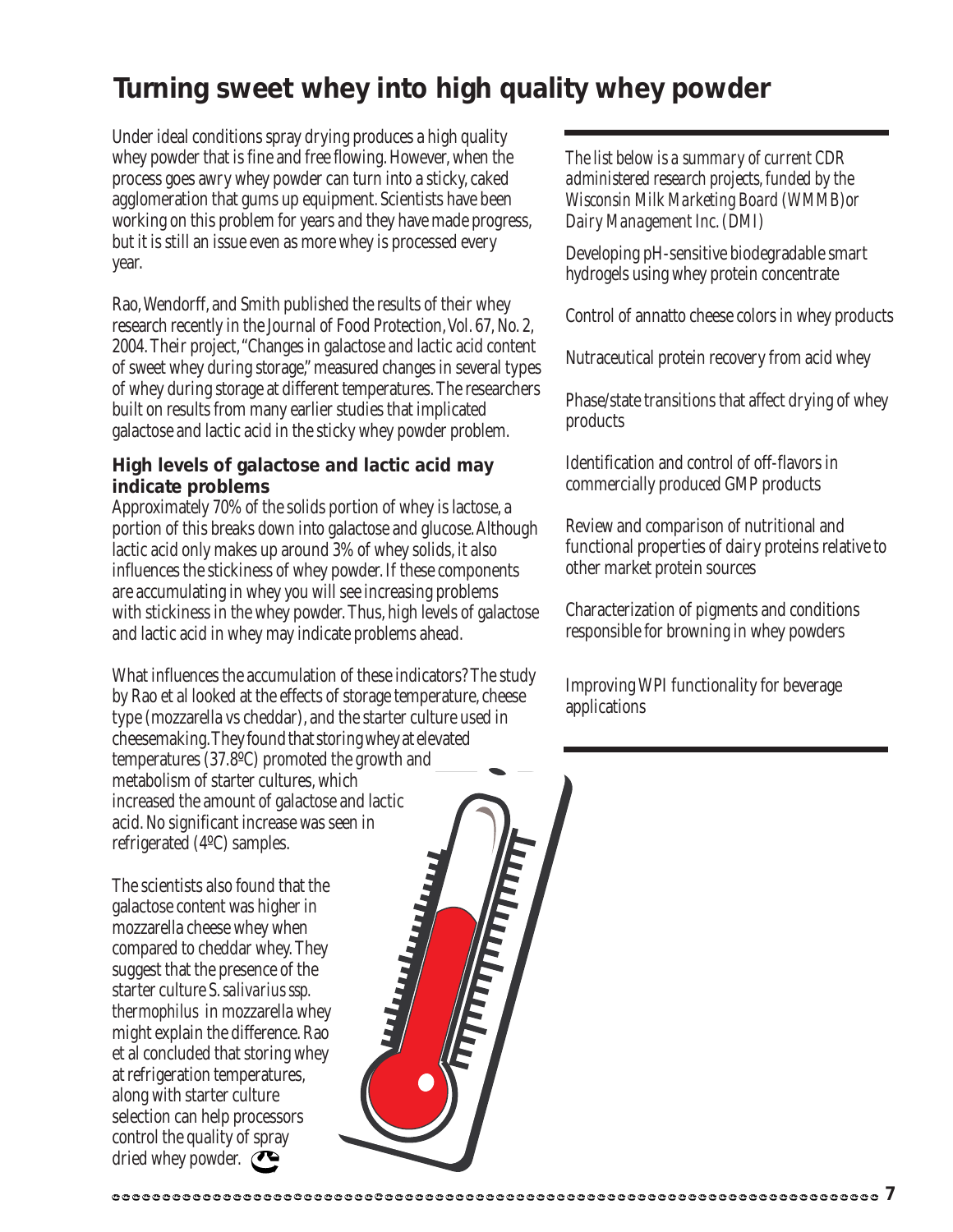# Turning sweet whey into high quality whey powder

Under ideal conditions spray drying produces a high quality whey powder that is fine and free flowing. However, when the process goes awry whey powder can turn into a sticky, caked agglomeration that gums up equipment. Scientists have been working on this problem for years and they have made progress, but it is still an issue even as more whey is processed every year.

Rao, Wendorff, and Smith published the results of their whey research recently in the Journal of Food Protection, Vol. 67, No. 2, 2004. Their project, "Changes in galactose and lactic acid content of sweet whey during storage," measured changes in several types of whey during storage at different temperatures. The researchers built on results from many earlier studies that implicated galactose and lactic acid in the sticky whey powder problem.

### High levels of galactose and lactic acid may indicate problems

Approximately 70% of the solids portion of whey is lactose, a portion of this breaks down into galactose and glucose. Although lactic acid only makes up around 3% of whey solids, it also influences the stickiness of whey powder. If these components are accumulating in whey you will see increasing problems with stickiness in the whey powder. Thus, high levels of galactose and lactic acid in whey may indicate problems ahead.

What influences the accumulation of these indicators? The study by Rao et al looked at the effects of storage temperature, cheese type (mozzarella vs cheddar), and the starter culture used in cheesemaking. They found that storing whey at elevated temperatures (37.8ºC) promoted the growth and metabolism of starter cultures, which increased the amount of galactose and lactic acid. No significant increase was seen in refrigerated (4ºC) samples.

The scientists also found that the galactose content was higher in mozzarella cheese whey when compared to cheddar whey. They suggest that the presence of the starter culture *S. salivarius ssp. thermophilus* in mozzarella whey might explain the difference. Rao et al concluded that storing whey at refrigeration temperatures, along with starter culture selection can help processors control the quality of spray dried whey powder.

---

*The list below is a summary of current CDR administered research projects, funded by the Wisconsin Milk Marketing Board (WMMB) or Dairy Management Inc. (DMI)*

Developing pH-sensitive biodegradable smart hydrogels using whey protein concentrate

Control of annatto cheese colors in whey products

Nutraceutical protein recovery from acid whey

Phase/state transitions that affect drying of whey products

Identification and control of off-flavors in commercially produced GMP products

Review and comparison of nutritional and functional properties of dairy proteins relative to other market protein sources

Characterization of pigments and conditions responsible for browning in whey powders

Improving WPI functionality for beverage applications

---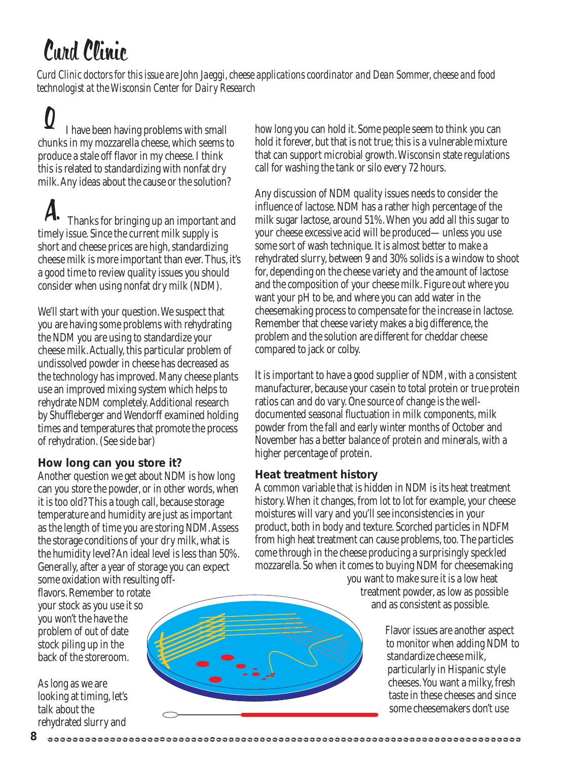# Curd Clinic

*Curd Clinic doctors for this issue are John Jaeggi, cheese applications coordinator and Dean Sommer, cheese and food technologist at the Wisconsin Center for Dairy Research*

**Q** I have been having problems with small chunks in my mozzarella cheese, which seems to produce a stale off flavor in my cheese. I think this is related to standardizing with nonfat dry milk. Any ideas about the cause or the solution?

**A.** Thanks for bringing up an important and timely issue. Since the current milk supply is short and cheese prices are high, standardizing cheese milk is more important than ever. Thus, it's a good time to review quality issues you should consider when using nonfat dry milk (NDM).

We'll start with your question. We suspect that you are having some problems with rehydrating the NDM you are using to standardize your cheese milk. Actually, this particular problem of undissolved powder in cheese has decreased as the technology has improved. Many cheese plants use an improved mixing system which helps to rehydrate NDM completely. Additional research by Shuffleberger and Wendorff examined holding times and temperatures that promote the process of rehydration. (See side bar)

### How long can you store it?

Another question we get about NDM is how long can you store the powder, or in other words, when it is too old? This a tough call, because storage temperature and humidity are just as important as the length of time you are storing NDM. Assess the storage conditions of your dry milk, what is the humidity level? An ideal level is less than 50%. Generally, after a year of storage you can expect some oxidation with resulting off-flavors. Remember to rotate your stock as you use it so you won't the have the problem of out of date stock piling up in the back of the storeroom.

As long as we are looking at timing, let's talk about the rehydrated slurry and how long you can hold it. Some people seem to think you can hold it forever, but that is not true; this is a vulnerable mixture that can support microbial growth. Wisconsin state regulations call for washing the tank or silo every 72 hours.

Any discussion of NDM quality issues needs to consider the influence of lactose. NDM has a rather high percentage of the milk sugar lactose, around 51%. When you add all this sugar to your cheese excessive acid will be produced— unless you use some sort of wash technique. It is almost better to make a rehydrated slurry, between 9 and 30% solids is a window to shoot for, depending on the cheese variety and the amount of lactose and the composition of your cheese milk. Figure out where you want your pH to be, and where you can add water in the cheesemaking process to compensate for the increase in lactose. Remember that cheese variety makes a big difference, the problem and the solution are different for cheddar cheese compared to jack or colby.

It is important to have a good supplier of NDM, with a consistent manufacturer, because your casein to total protein or true protein ratios can and do vary. One source of change is the well-documented seasonal fluctuation in milk components, milk powder from the fall and early winter months of October and November has a better balance of protein and minerals, with a higher percentage of protein.

### Heat treatment history

A common variable that is hidden in NDM is its heat treatment history. When it changes, from lot to lot for example, your cheese moistures will vary and you'll see inconsistencies in your product, both in body and texture. Scorched particles in NDFM from high heat treatment can cause problems, too. The particles come through in the cheese producing a surprisingly speckled mozzarella. So when it comes to buying NDM for cheesemaking you want to make sure it is a low heat treatment powder, as low as possible and as consistent as possible.

Flavor issues are another aspect to monitor when adding NDM to standardize cheese milk, particularly in Hispanic style cheeses. You want a milky, fresh taste in these cheeses and since some cheesemakers don't use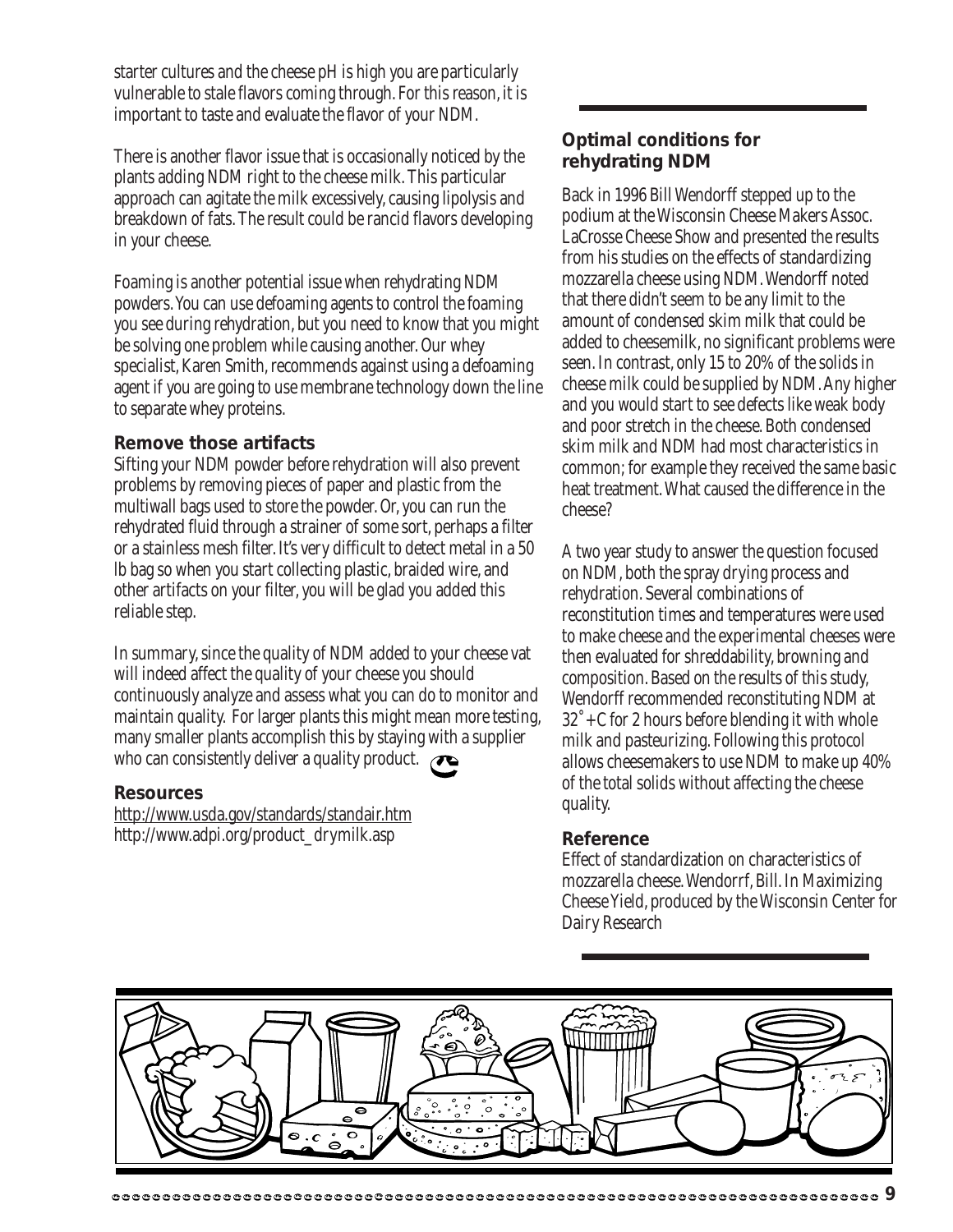starter cultures and the cheese pH is high you are particularly vulnerable to stale flavors coming through. For this reason, it is important to taste and evaluate the flavor of your NDM.

There is another flavor issue that is occasionally noticed by the plants adding NDM right to the cheese milk. This particular approach can agitate the milk excessively, causing lipolysis and breakdown of fats. The result could be rancid flavors developing in your cheese.

Foaming is another potential issue when rehydrating NDM powders. You can use defoaming agents to control the foaming you see during rehydration, but you need to know that you might be solving one problem while causing another. Our whey specialist, Karen Smith, recommends against using a defoaming agent if you are going to use membrane technology down the line to separate whey proteins.

### Remove those artifacts

Sifting your NDM powder before rehydration will also prevent problems by removing pieces of paper and plastic from the multiwall bags used to store the powder. Or, you can run the rehydrated fluid through a strainer of some sort, perhaps a filter or a stainless mesh filter. It's very difficult to detect metal in a 50 lb bag so when you start collecting plastic, braided wire, and other artifacts on your filter, you will be glad you added this reliable step.

In summary, since the quality of NDM added to your cheese vat will indeed affect the quality of your cheese you should continuously analyze and assess what you can do to monitor and maintain quality. For larger plants this might mean more testing, many smaller plants accomplish this by staying with a supplier who can consistently deliver a quality product.

### Resources

http://www.usda.gov/standards/standair.htm
http://www.adpi.org/product_drymilk.asp

### Optimal conditions for rehydrating NDM

Back in 1996 Bill Wendorff stepped up to the podium at the Wisconsin Cheese Makers Assoc. LaCrosse Cheese Show and presented the results from his studies on the effects of standardizing mozzarella cheese using NDM. Wendorff noted that there didn't seem to be any limit to the amount of condensed skim milk that could be added to cheesemilk, no significant problems were seen. In contrast, only 15 to 20% of the solids in cheese milk could be supplied by NDM. Any higher and you would start to see defects like weak body and poor stretch in the cheese. Both condensed skim milk and NDM had most characteristics in common; for example they received the same basic heat treatment. What caused the difference in the cheese?

A two year study to answer the question focused on NDM, both the spray drying process and rehydration. Several combinations of reconstitution times and temperatures were used to make cheese and the experimental cheeses were then evaluated for shreddability, browning and composition. Based on the results of this study, Wendorff recommended reconstituting NDM at 32˚+C for 2 hours before blending it with whole milk and pasteurizing. Following this protocol allows cheesemakers to use NDM to make up 40% of the total solids without affecting the cheese quality.

### Reference

Effect of standardization on characteristics of mozzarella cheese. Wendorrf, Bill. In Maximizing Cheese Yield, produced by the Wisconsin Center for Dairy Research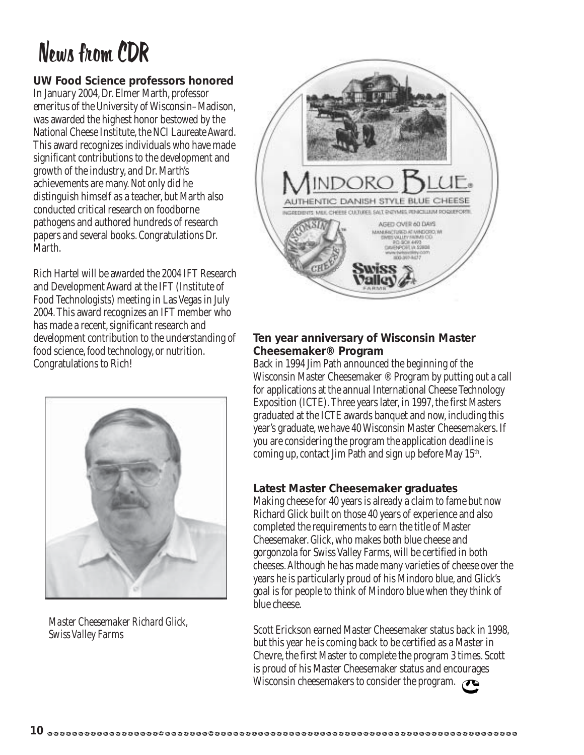# News from CDR

### UW Food Science professors honored

In January 2004, Dr. Elmer Marth, professor emeritus of the University of Wisconsin–Madison, was awarded the highest honor bestowed by the National Cheese Institute, the NCI Laureate Award. This award recognizes individuals who have made significant contributions to the development and growth of the industry, and Dr. Marth's achievements are many. Not only did he distinguish himself as a teacher, but Marth also conducted critical research on foodborne pathogens and authored hundreds of research papers and several books. Congratulations Dr. Marth.

Rich Hartel will be awarded the 2004 IFT Research and Development Award at the IFT (Institute of Food Technologists) meeting in Las Vegas in July 2004. This award recognizes an IFT member who has made a recent, significant research and development contribution to the understanding of food science, food technology, or nutrition. Congratulations to Rich!

*Master Cheesemaker Richard Glick, Swiss Valley Farms*

### Ten year anniversary of Wisconsin Master Cheesemaker® Program

Back in 1994 Jim Path announced the beginning of the Wisconsin Master Cheesemaker ® Program by putting out a call for applications at the annual International Cheese Technology Exposition (ICTE). Three years later, in 1997, the first Masters graduated at the ICTE awards banquet and now, including this year's graduate, we have 40 Wisconsin Master Cheesemakers. If you are considering the program the application deadline is coming up, contact Jim Path and sign up before May 15th.

### Latest Master Cheesemaker graduates

Making cheese for 40 years is already a claim to fame but now Richard Glick built on those 40 years of experience and also completed the requirements to earn the title of Master Cheesemaker. Glick, who makes both blue cheese and gorgonzola for Swiss Valley Farms, will be certified in both cheeses. Although he has made many varieties of cheese over the years he is particularly proud of his Mindoro blue, and Glick's goal is for people to think of Mindoro blue when they think of blue cheese.

Scott Erickson earned Master Cheesemaker status back in 1998, but this year he is coming back to be certified as a Master in Chevre, the first Master to complete the program 3 times. Scott is proud of his Master Cheesemaker status and encourages Wisconsin cheesemakers to consider the program.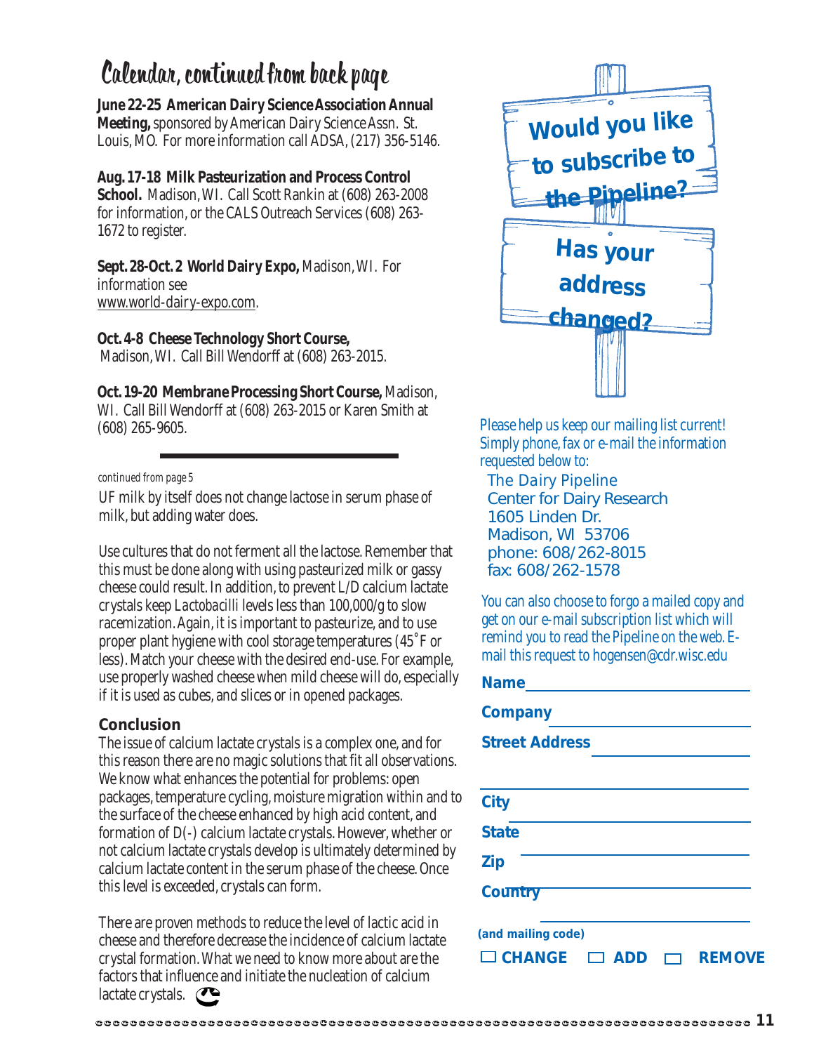## Calendar, continued from back page

**June 22-25 American Dairy Science Association Annual Meeting,** sponsored by American Dairy Science Assn. St. Louis, MO. For more information call ADSA, (217) 356-5146.

**Aug. 17-18 Milk Pasteurization and Process Control School.** Madison, WI. Call Scott Rankin at (608) 263-2008 for information, or the CALS Outreach Services (608) 263-1672 to register.

**Sept. 28-Oct. 2 World Dairy Expo,** Madison, WI. For information see www.world-dairy-expo.com.

**Oct. 4-8 Cheese Technology Short Course,** Madison, WI. Call Bill Wendorff at (608) 263-2015.

**Oct. 19-20 Membrane Processing Short Course,** Madison, WI. Call Bill Wendorff at (608) 263-2015 or Karen Smith at (608) 265-9605.

---

*continued from page 5*

UF milk by itself does not change lactose in serum phase of milk, but adding water does.

Use cultures that do not ferment all the lactose. Remember that this must be done along with using pasteurized milk or gassy cheese could result. In addition, to prevent L/D calcium lactate crystals keep *Lactobacilli* levels less than 100,000/g to slow racemization. Again, it is important to pasteurize, and to use proper plant hygiene with cool storage temperatures (45˚F or less). Match your cheese with the desired end-use. For example, use properly washed cheese when mild cheese will do, especially if it is used as cubes, and slices or in opened packages.

### Conclusion

The issue of calcium lactate crystals is a complex one, and for this reason there are no magic solutions that fit all observations. We know what enhances the potential for problems: open packages, temperature cycling, moisture migration within and to the surface of the cheese enhanced by high acid content, and formation of D(-) calcium lactate crystals. However, whether or not calcium lactate crystals develop is ultimately determined by calcium lactate content in the serum phase of the cheese. Once this level is exceeded, crystals can form.

There are proven methods to reduce the level of lactic acid in cheese and therefore decrease the incidence of calcium lactate crystal formation. What we need to know more about are the factors that influence and initiate the nucleation of calcium lactate crystals.

**Would you like to subscribe to the Pipeline?**

**Has your address changed?**

*Please help us keep our mailing list current! Simply phone, fax or e-mail the information requested below to:*

The Dairy Pipeline
Center for Dairy Research
1605 Linden Dr.
Madison, WI 53706
phone: 608/262-8015
fax: 608/262-1578

*You can also choose to forgo a mailed copy and get on our e-mail subscription list which will remind you to read the Pipeline on the web. E-mail this request to hogensen@cdr.wisc.edu*

**Name** ____________________

**Company** ____________________

**Street Address** ____________________

____________________

**City** ____________________

**State** ____________________

**Zip** ____________________

**Country** ____________________

**(and mailing code)**

☐ **CHANGE** ☐ **ADD** ☐ **REMOVE**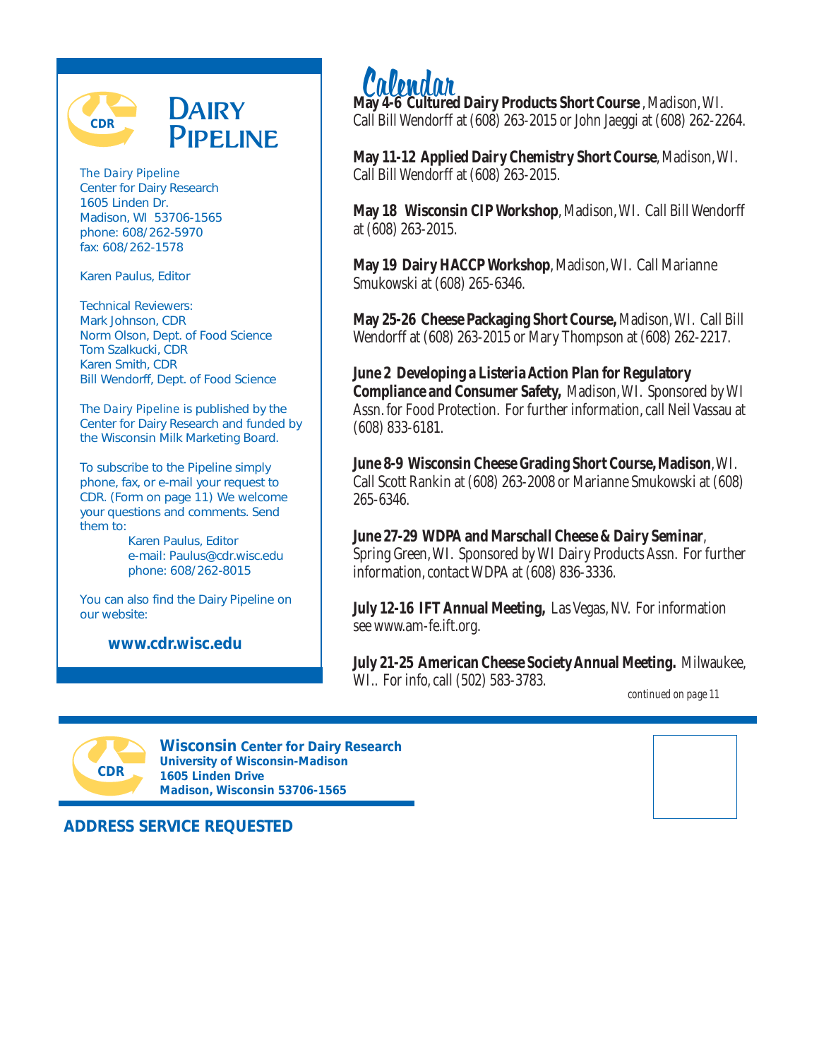## Dairy Pipeline

*The Dairy Pipeline*
Center for Dairy Research
1605 Linden Dr.
Madison, WI 53706-1565
phone: 608/262-5970
fax: 608/262-1578

Karen Paulus, Editor

Technical Reviewers:
Mark Johnson, CDR
Norm Olson, Dept. of Food Science
Tom Szalkucki, CDR
Karen Smith, CDR
Bill Wendorff, Dept. of Food Science

The *Dairy Pipeline* is published by the Center for Dairy Research and funded by the Wisconsin Milk Marketing Board.

To subscribe to the Pipeline simply phone, fax, or e-mail your request to CDR. (Form on page 11) We welcome your questions and comments. Send them to:

Karen Paulus, Editor
e-mail: Paulus@cdr.wisc.edu
phone: 608/262-8015

You can also find the Dairy Pipeline on our website:

**www.cdr.wisc.edu**

# Calendar

**May 4-6 Cultured Dairy Products Short Course** , Madison, WI. Call Bill Wendorff at (608) 263-2015 or John Jaeggi at (608) 262-2264.

**May 11-12 Applied Dairy Chemistry Short Course**, Madison, WI. Call Bill Wendorff at (608) 263-2015.

**May 18 Wisconsin CIP Workshop**, Madison, WI. Call Bill Wendorff at (608) 263-2015.

**May 19 Dairy HACCP Workshop**, Madison, WI. Call Marianne Smukowski at (608) 265-6346.

**May 25-26 Cheese Packaging Short Course,** Madison, WI. Call Bill Wendorff at (608) 263-2015 or Mary Thompson at (608) 262-2217.

**June 2 Developing a Listeria Action Plan for Regulatory Compliance and Consumer Safety,** Madison, WI. Sponsored by WI Assn. for Food Protection. For further information, call Neil Vassau at (608) 833-6181.

**June 8-9 Wisconsin Cheese Grading Short Course, Madison**, WI. Call Scott Rankin at (608) 263-2008 or Marianne Smukowski at (608) 265-6346.

**June 27-29 WDPA and Marschall Cheese & Dairy Seminar**, Spring Green, WI. Sponsored by WI Dairy Products Assn. For further information, contact WDPA at (608) 836-3336.

**July 12-16 IFT Annual Meeting,** Las Vegas, NV. For information see www.am-fe.ift.org.

**July 21-25 American Cheese Society Annual Meeting.** Milwaukee, WI.. For info, call (502) 583-3783.

*continued on page 11*

**Wisconsin Center for Dairy Research**
**University of Wisconsin-Madison**
**1605 Linden Drive**
**Madison, Wisconsin 53706-1565**

**ADDRESS SERVICE REQUESTED**